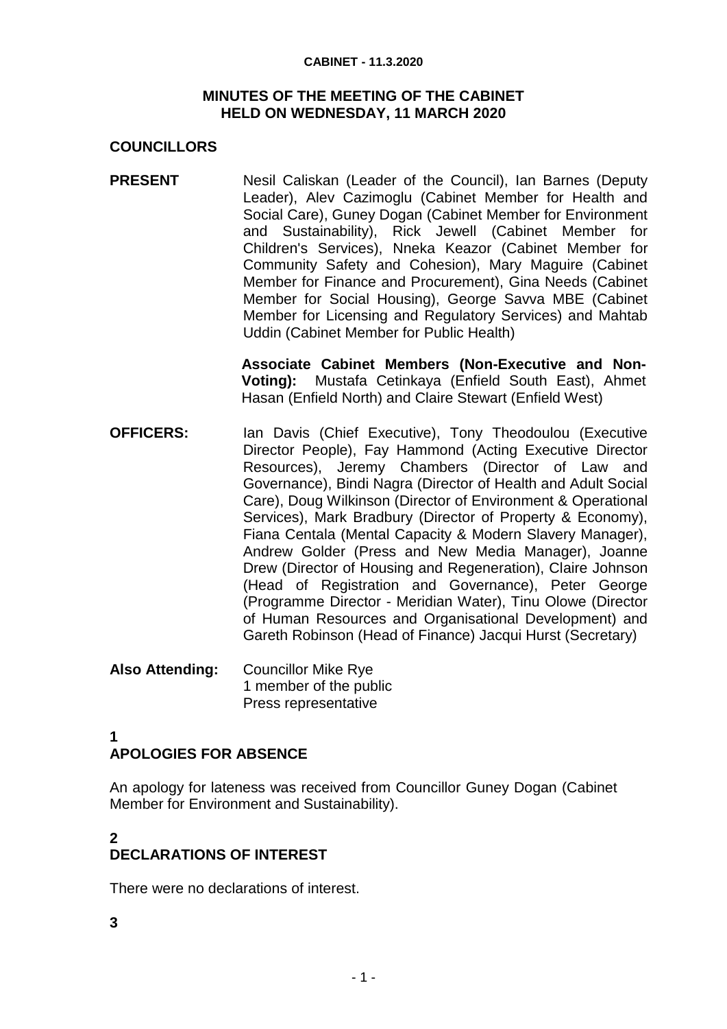# MINUTES OF THE MEETING OF THE CABINET HELD ON WEDNESDAY, 11 MARCH 2020

## COUNCILLORS

**PRESENT** Nesil Caliskan (Leader of the Council), Ian Barnes (Deputy Leader), Alev Cazimoglu (Cabinet Member for Health and Social Care), Guney Dogan (Cabinet Member for Environment and Sustainability), Rick Jewell (Cabinet Member for Children's Services), Nneka Keazor (Cabinet Member for Community Safety and Cohesion), Mary Maguire (Cabinet Member for Finance and Procurement), Gina Needs (Cabinet Member for Social Housing), George Savva MBE (Cabinet Member for Licensing and Regulatory Services) and Mahtab Uddin (Cabinet Member for Public Health)

**Associate Cabinet Members (Non-Executive and Non-Voting):** Mustafa Cetinkaya (Enfield South East), Ahmet Hasan (Enfield North) and Claire Stewart (Enfield West)

**OFFICERS:** Ian Davis (Chief Executive), Tony Theodoulou (Executive Director People), Fay Hammond (Acting Executive Director Resources), Jeremy Chambers (Director of Law and Governance), Bindi Nagra (Director of Health and Adult Social Care), Doug Wilkinson (Director of Environment & Operational Services), Mark Bradbury (Director of Property & Economy), Fiana Centala (Mental Capacity & Modern Slavery Manager), Andrew Golder (Press and New Media Manager), Joanne Drew (Director of Housing and Regeneration), Claire Johnson (Head of Registration and Governance), Peter George (Programme Director - Meridian Water), Tinu Olowe (Director of Human Resources and Organisational Development) and Gareth Robinson (Head of Finance) Jacqui Hurst (Secretary)

**Also Attending:** Councillor Mike Rye
1 member of the public
Press representative

## 1 APOLOGIES FOR ABSENCE

An apology for lateness was received from Councillor Guney Dogan (Cabinet Member for Environment and Sustainability).

## 2 DECLARATIONS OF INTEREST

There were no declarations of interest.

## 3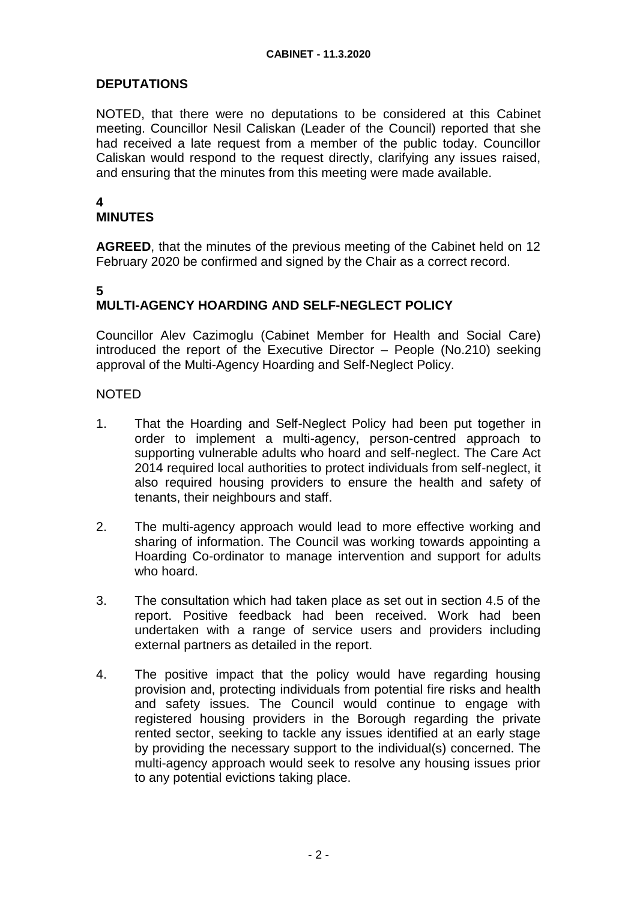## DEPUTATIONS

NOTED, that there were no deputations to be considered at this Cabinet meeting. Councillor Nesil Caliskan (Leader of the Council) reported that she had received a late request from a member of the public today. Councillor Caliskan would respond to the request directly, clarifying any issues raised, and ensuring that the minutes from this meeting were made available.

## 4
## MINUTES

**AGREED**, that the minutes of the previous meeting of the Cabinet held on 12 February 2020 be confirmed and signed by the Chair as a correct record.

## 5
## MULTI-AGENCY HOARDING AND SELF-NEGLECT POLICY

Councillor Alev Cazimoglu (Cabinet Member for Health and Social Care) introduced the report of the Executive Director – People (No.210) seeking approval of the Multi-Agency Hoarding and Self-Neglect Policy.

NOTED

1. That the Hoarding and Self-Neglect Policy had been put together in order to implement a multi-agency, person-centred approach to supporting vulnerable adults who hoard and self-neglect. The Care Act 2014 required local authorities to protect individuals from self-neglect, it also required housing providers to ensure the health and safety of tenants, their neighbours and staff.

2. The multi-agency approach would lead to more effective working and sharing of information. The Council was working towards appointing a Hoarding Co-ordinator to manage intervention and support for adults who hoard.

3. The consultation which had taken place as set out in section 4.5 of the report. Positive feedback had been received. Work had been undertaken with a range of service users and providers including external partners as detailed in the report.

4. The positive impact that the policy would have regarding housing provision and, protecting individuals from potential fire risks and health and safety issues. The Council would continue to engage with registered housing providers in the Borough regarding the private rented sector, seeking to tackle any issues identified at an early stage by providing the necessary support to the individual(s) concerned. The multi-agency approach would seek to resolve any housing issues prior to any potential evictions taking place.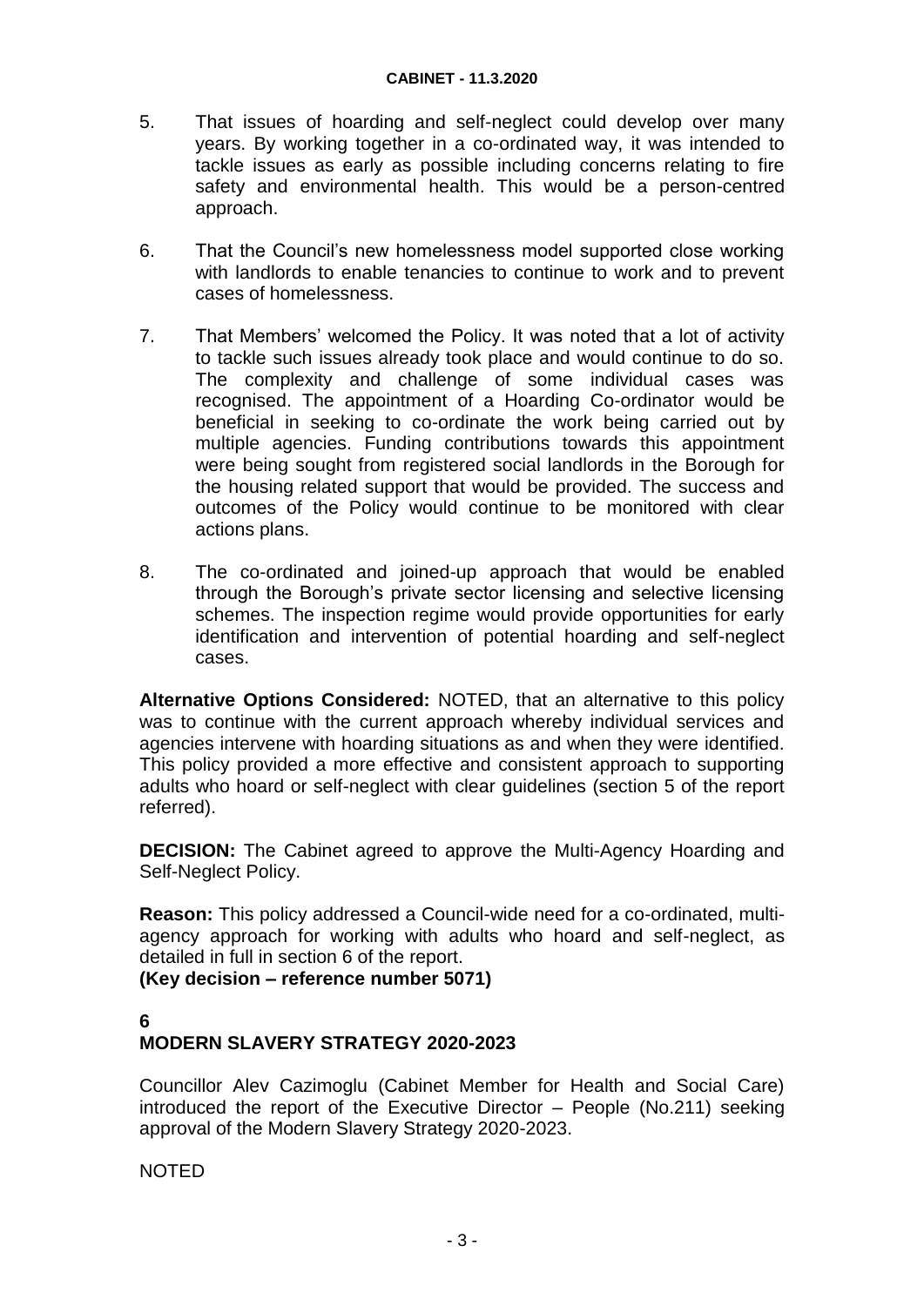5. That issues of hoarding and self-neglect could develop over many years. By working together in a co-ordinated way, it was intended to tackle issues as early as possible including concerns relating to fire safety and environmental health. This would be a person-centred approach.

6. That the Council's new homelessness model supported close working with landlords to enable tenancies to continue to work and to prevent cases of homelessness.

7. That Members' welcomed the Policy. It was noted that a lot of activity to tackle such issues already took place and would continue to do so. The complexity and challenge of some individual cases was recognised. The appointment of a Hoarding Co-ordinator would be beneficial in seeking to co-ordinate the work being carried out by multiple agencies. Funding contributions towards this appointment were being sought from registered social landlords in the Borough for the housing related support that would be provided. The success and outcomes of the Policy would continue to be monitored with clear actions plans.

8. The co-ordinated and joined-up approach that would be enabled through the Borough's private sector licensing and selective licensing schemes. The inspection regime would provide opportunities for early identification and intervention of potential hoarding and self-neglect cases.

**Alternative Options Considered:** NOTED, that an alternative to this policy was to continue with the current approach whereby individual services and agencies intervene with hoarding situations as and when they were identified. This policy provided a more effective and consistent approach to supporting adults who hoard or self-neglect with clear guidelines (section 5 of the report referred).

**DECISION:** The Cabinet agreed to approve the Multi-Agency Hoarding and Self-Neglect Policy.

**Reason:** This policy addressed a Council-wide need for a co-ordinated, multi-agency approach for working with adults who hoard and self-neglect, as detailed in full in section 6 of the report.
**(Key decision – reference number 5071)**

**6**
**MODERN SLAVERY STRATEGY 2020-2023**

Councillor Alev Cazimoglu (Cabinet Member for Health and Social Care) introduced the report of the Executive Director – People (No.211) seeking approval of the Modern Slavery Strategy 2020-2023.

NOTED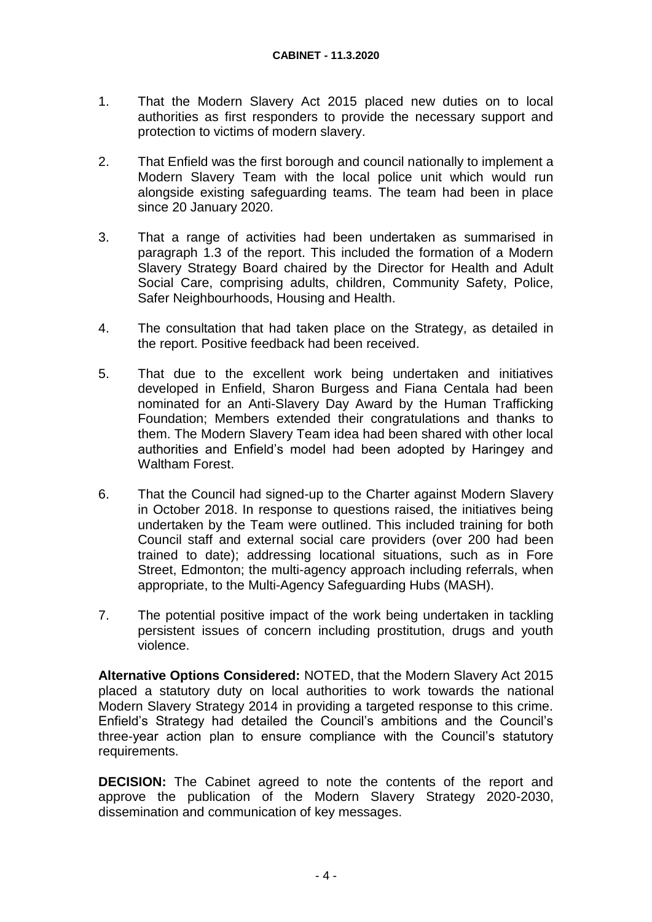1. That the Modern Slavery Act 2015 placed new duties on to local authorities as first responders to provide the necessary support and protection to victims of modern slavery.

2. That Enfield was the first borough and council nationally to implement a Modern Slavery Team with the local police unit which would run alongside existing safeguarding teams. The team had been in place since 20 January 2020.

3. That a range of activities had been undertaken as summarised in paragraph 1.3 of the report. This included the formation of a Modern Slavery Strategy Board chaired by the Director for Health and Adult Social Care, comprising adults, children, Community Safety, Police, Safer Neighbourhoods, Housing and Health.

4. The consultation that had taken place on the Strategy, as detailed in the report. Positive feedback had been received.

5. That due to the excellent work being undertaken and initiatives developed in Enfield, Sharon Burgess and Fiana Centala had been nominated for an Anti-Slavery Day Award by the Human Trafficking Foundation; Members extended their congratulations and thanks to them. The Modern Slavery Team idea had been shared with other local authorities and Enfield's model had been adopted by Haringey and Waltham Forest.

6. That the Council had signed-up to the Charter against Modern Slavery in October 2018. In response to questions raised, the initiatives being undertaken by the Team were outlined. This included training for both Council staff and external social care providers (over 200 had been trained to date); addressing locational situations, such as in Fore Street, Edmonton; the multi-agency approach including referrals, when appropriate, to the Multi-Agency Safeguarding Hubs (MASH).

7. The potential positive impact of the work being undertaken in tackling persistent issues of concern including prostitution, drugs and youth violence.

**Alternative Options Considered:** NOTED, that the Modern Slavery Act 2015 placed a statutory duty on local authorities to work towards the national Modern Slavery Strategy 2014 in providing a targeted response to this crime. Enfield's Strategy had detailed the Council's ambitions and the Council's three-year action plan to ensure compliance with the Council's statutory requirements.

**DECISION:** The Cabinet agreed to note the contents of the report and approve the publication of the Modern Slavery Strategy 2020-2030, dissemination and communication of key messages.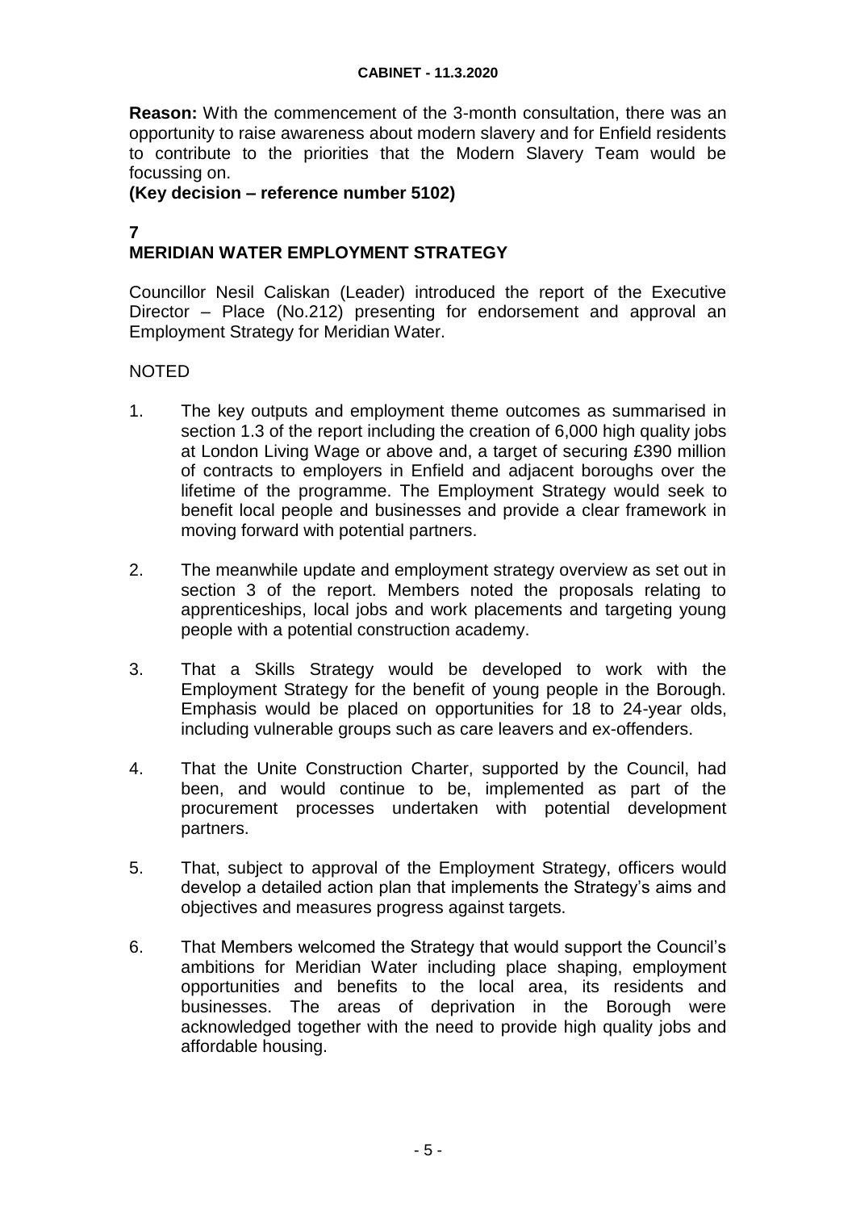**Reason:** With the commencement of the 3-month consultation, there was an opportunity to raise awareness about modern slavery and for Enfield residents to contribute to the priorities that the Modern Slavery Team would be focussing on.
**(Key decision – reference number 5102)**

## 7
## MERIDIAN WATER EMPLOYMENT STRATEGY

Councillor Nesil Caliskan (Leader) introduced the report of the Executive Director – Place (No.212) presenting for endorsement and approval an Employment Strategy for Meridian Water.

NOTED

1. The key outputs and employment theme outcomes as summarised in section 1.3 of the report including the creation of 6,000 high quality jobs at London Living Wage or above and, a target of securing £390 million of contracts to employers in Enfield and adjacent boroughs over the lifetime of the programme. The Employment Strategy would seek to benefit local people and businesses and provide a clear framework in moving forward with potential partners.

2. The meanwhile update and employment strategy overview as set out in section 3 of the report. Members noted the proposals relating to apprenticeships, local jobs and work placements and targeting young people with a potential construction academy.

3. That a Skills Strategy would be developed to work with the Employment Strategy for the benefit of young people in the Borough. Emphasis would be placed on opportunities for 18 to 24-year olds, including vulnerable groups such as care leavers and ex-offenders.

4. That the Unite Construction Charter, supported by the Council, had been, and would continue to be, implemented as part of the procurement processes undertaken with potential development partners.

5. That, subject to approval of the Employment Strategy, officers would develop a detailed action plan that implements the Strategy's aims and objectives and measures progress against targets.

6. That Members welcomed the Strategy that would support the Council's ambitions for Meridian Water including place shaping, employment opportunities and benefits to the local area, its residents and businesses. The areas of deprivation in the Borough were acknowledged together with the need to provide high quality jobs and affordable housing.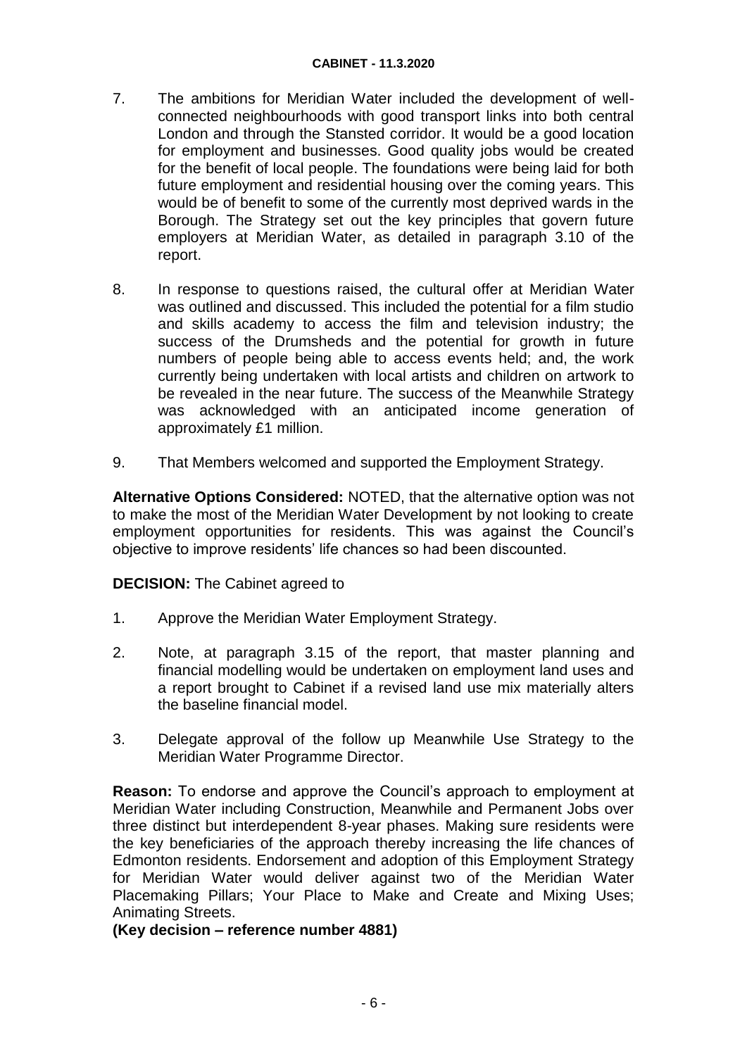7. The ambitions for Meridian Water included the development of well-connected neighbourhoods with good transport links into both central London and through the Stansted corridor. It would be a good location for employment and businesses. Good quality jobs would be created for the benefit of local people. The foundations were being laid for both future employment and residential housing over the coming years. This would be of benefit to some of the currently most deprived wards in the Borough. The Strategy set out the key principles that govern future employers at Meridian Water, as detailed in paragraph 3.10 of the report.

8. In response to questions raised, the cultural offer at Meridian Water was outlined and discussed. This included the potential for a film studio and skills academy to access the film and television industry; the success of the Drumsheds and the potential for growth in future numbers of people being able to access events held; and, the work currently being undertaken with local artists and children on artwork to be revealed in the near future. The success of the Meanwhile Strategy was acknowledged with an anticipated income generation of approximately £1 million.

9. That Members welcomed and supported the Employment Strategy.

**Alternative Options Considered:** NOTED, that the alternative option was not to make the most of the Meridian Water Development by not looking to create employment opportunities for residents. This was against the Council's objective to improve residents' life chances so had been discounted.

**DECISION:** The Cabinet agreed to

1. Approve the Meridian Water Employment Strategy.

2. Note, at paragraph 3.15 of the report, that master planning and financial modelling would be undertaken on employment land uses and a report brought to Cabinet if a revised land use mix materially alters the baseline financial model.

3. Delegate approval of the follow up Meanwhile Use Strategy to the Meridian Water Programme Director.

**Reason:** To endorse and approve the Council's approach to employment at Meridian Water including Construction, Meanwhile and Permanent Jobs over three distinct but interdependent 8-year phases. Making sure residents were the key beneficiaries of the approach thereby increasing the life chances of Edmonton residents. Endorsement and adoption of this Employment Strategy for Meridian Water would deliver against two of the Meridian Water Placemaking Pillars; Your Place to Make and Create and Mixing Uses; Animating Streets.

**(Key decision – reference number 4881)**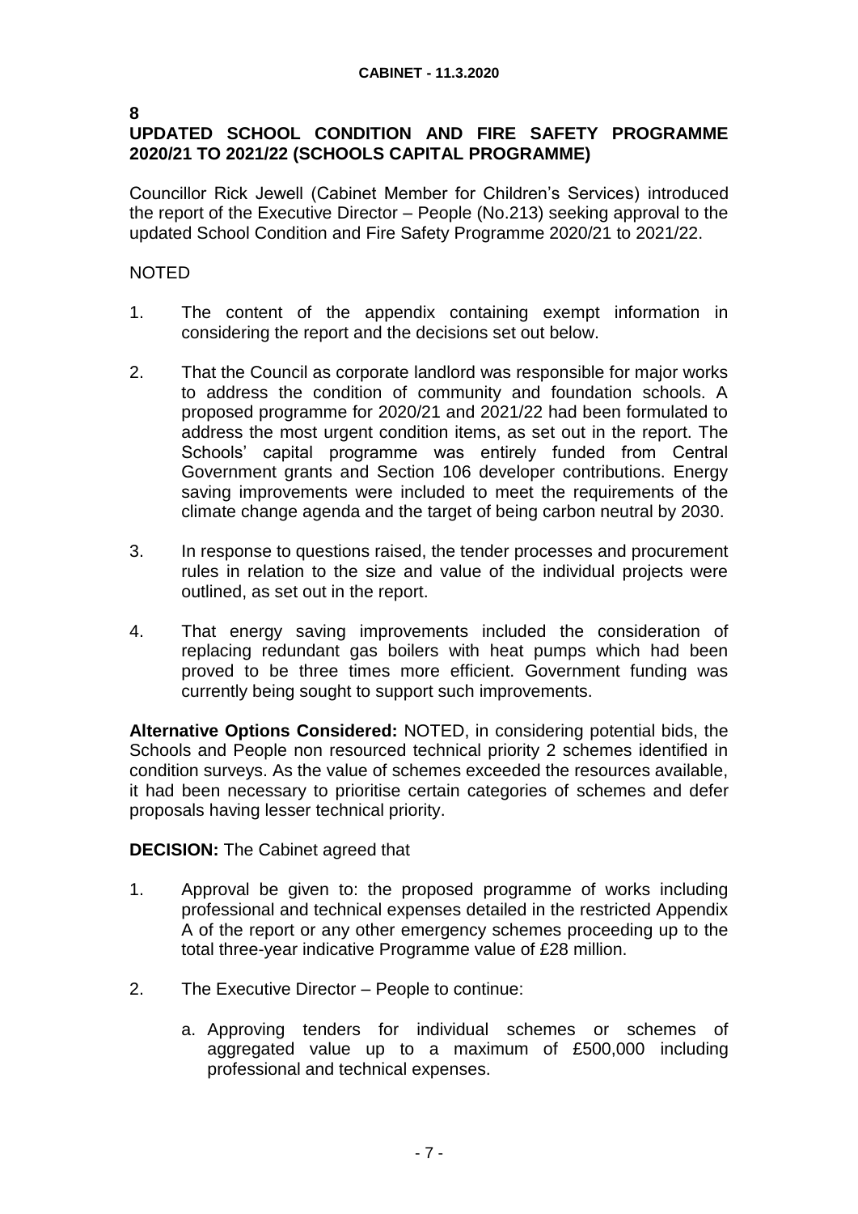## 8

## UPDATED SCHOOL CONDITION AND FIRE SAFETY PROGRAMME 2020/21 TO 2021/22 (SCHOOLS CAPITAL PROGRAMME)

Councillor Rick Jewell (Cabinet Member for Children's Services) introduced the report of the Executive Director – People (No.213) seeking approval to the updated School Condition and Fire Safety Programme 2020/21 to 2021/22.

NOTED

1. The content of the appendix containing exempt information in considering the report and the decisions set out below.

2. That the Council as corporate landlord was responsible for major works to address the condition of community and foundation schools. A proposed programme for 2020/21 and 2021/22 had been formulated to address the most urgent condition items, as set out in the report. The Schools' capital programme was entirely funded from Central Government grants and Section 106 developer contributions. Energy saving improvements were included to meet the requirements of the climate change agenda and the target of being carbon neutral by 2030.

3. In response to questions raised, the tender processes and procurement rules in relation to the size and value of the individual projects were outlined, as set out in the report.

4. That energy saving improvements included the consideration of replacing redundant gas boilers with heat pumps which had been proved to be three times more efficient. Government funding was currently being sought to support such improvements.

**Alternative Options Considered:** NOTED, in considering potential bids, the Schools and People non resourced technical priority 2 schemes identified in condition surveys. As the value of schemes exceeded the resources available, it had been necessary to prioritise certain categories of schemes and defer proposals having lesser technical priority.

**DECISION:** The Cabinet agreed that

1. Approval be given to: the proposed programme of works including professional and technical expenses detailed in the restricted Appendix A of the report or any other emergency schemes proceeding up to the total three-year indicative Programme value of £28 million.

2. The Executive Director – People to continue:

    a. Approving tenders for individual schemes or schemes of aggregated value up to a maximum of £500,000 including professional and technical expenses.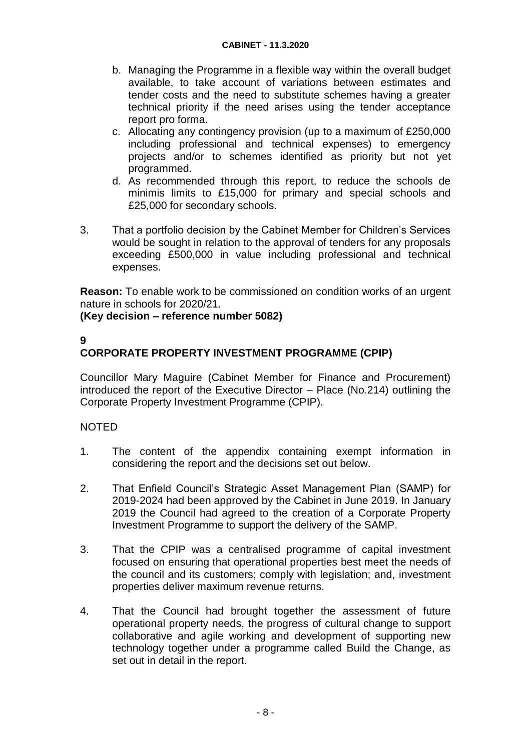b. Managing the Programme in a flexible way within the overall budget available, to take account of variations between estimates and tender costs and the need to substitute schemes having a greater technical priority if the need arises using the tender acceptance report pro forma.
c. Allocating any contingency provision (up to a maximum of £250,000 including professional and technical expenses) to emergency projects and/or to schemes identified as priority but not yet programmed.
d. As recommended through this report, to reduce the schools de minimis limits to £15,000 for primary and special schools and £25,000 for secondary schools.

3. That a portfolio decision by the Cabinet Member for Children's Services would be sought in relation to the approval of tenders for any proposals exceeding £500,000 in value including professional and technical expenses.

**Reason:** To enable work to be commissioned on condition works of an urgent nature in schools for 2020/21.
**(Key decision – reference number 5082)**

**9**
**CORPORATE PROPERTY INVESTMENT PROGRAMME (CPIP)**

Councillor Mary Maguire (Cabinet Member for Finance and Procurement) introduced the report of the Executive Director – Place (No.214) outlining the Corporate Property Investment Programme (CPIP).

NOTED

1. The content of the appendix containing exempt information in considering the report and the decisions set out below.

2. That Enfield Council's Strategic Asset Management Plan (SAMP) for 2019-2024 had been approved by the Cabinet in June 2019. In January 2019 the Council had agreed to the creation of a Corporate Property Investment Programme to support the delivery of the SAMP.

3. That the CPIP was a centralised programme of capital investment focused on ensuring that operational properties best meet the needs of the council and its customers; comply with legislation; and, investment properties deliver maximum revenue returns.

4. That the Council had brought together the assessment of future operational property needs, the progress of cultural change to support collaborative and agile working and development of supporting new technology together under a programme called Build the Change, as set out in detail in the report.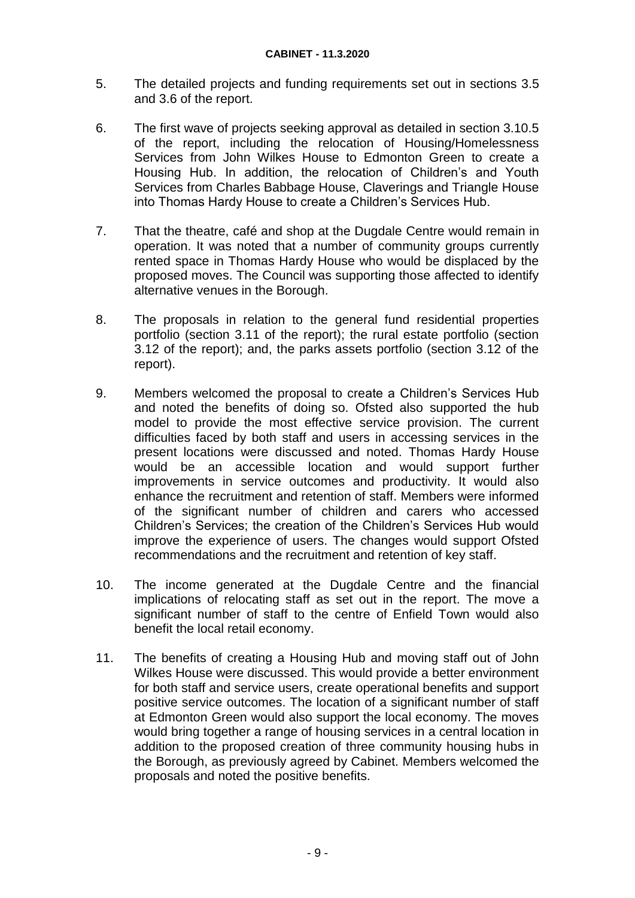5. The detailed projects and funding requirements set out in sections 3.5 and 3.6 of the report.

6. The first wave of projects seeking approval as detailed in section 3.10.5 of the report, including the relocation of Housing/Homelessness Services from John Wilkes House to Edmonton Green to create a Housing Hub. In addition, the relocation of Children's and Youth Services from Charles Babbage House, Claverings and Triangle House into Thomas Hardy House to create a Children's Services Hub.

7. That the theatre, café and shop at the Dugdale Centre would remain in operation. It was noted that a number of community groups currently rented space in Thomas Hardy House who would be displaced by the proposed moves. The Council was supporting those affected to identify alternative venues in the Borough.

8. The proposals in relation to the general fund residential properties portfolio (section 3.11 of the report); the rural estate portfolio (section 3.12 of the report); and, the parks assets portfolio (section 3.12 of the report).

9. Members welcomed the proposal to create a Children's Services Hub and noted the benefits of doing so. Ofsted also supported the hub model to provide the most effective service provision. The current difficulties faced by both staff and users in accessing services in the present locations were discussed and noted. Thomas Hardy House would be an accessible location and would support further improvements in service outcomes and productivity. It would also enhance the recruitment and retention of staff. Members were informed of the significant number of children and carers who accessed Children's Services; the creation of the Children's Services Hub would improve the experience of users. The changes would support Ofsted recommendations and the recruitment and retention of key staff.

10. The income generated at the Dugdale Centre and the financial implications of relocating staff as set out in the report. The move a significant number of staff to the centre of Enfield Town would also benefit the local retail economy.

11. The benefits of creating a Housing Hub and moving staff out of John Wilkes House were discussed. This would provide a better environment for both staff and service users, create operational benefits and support positive service outcomes. The location of a significant number of staff at Edmonton Green would also support the local economy. The moves would bring together a range of housing services in a central location in addition to the proposed creation of three community housing hubs in the Borough, as previously agreed by Cabinet. Members welcomed the proposals and noted the positive benefits.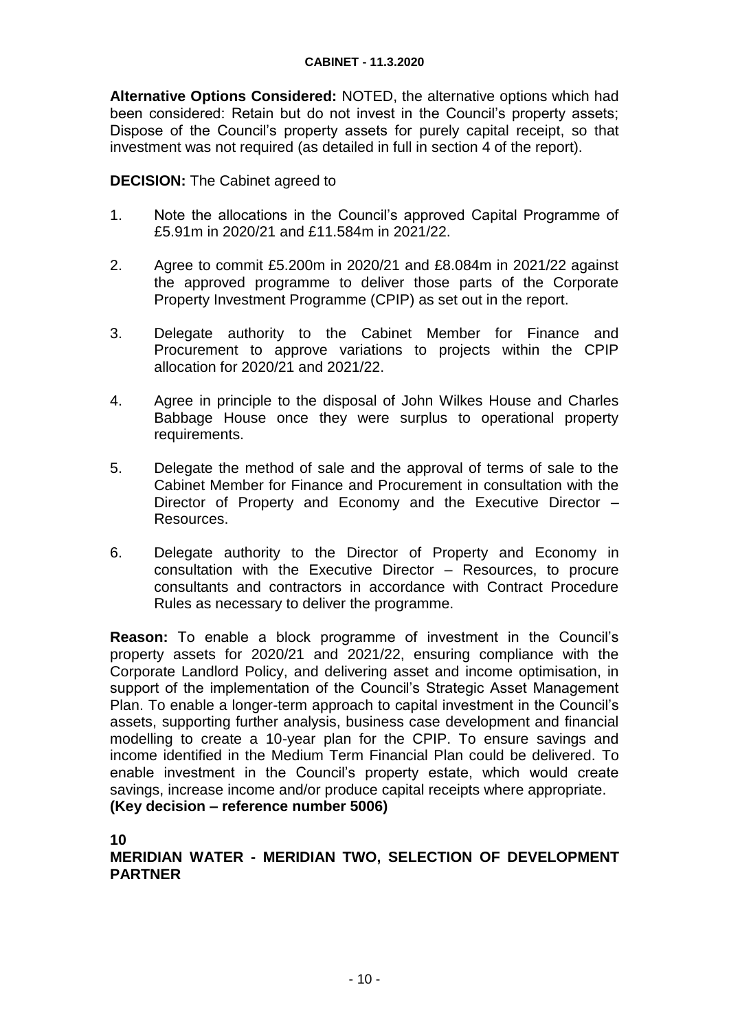**Alternative Options Considered:** NOTED, the alternative options which had been considered: Retain but do not invest in the Council's property assets; Dispose of the Council's property assets for purely capital receipt, so that investment was not required (as detailed in full in section 4 of the report).

**DECISION:** The Cabinet agreed to

1. Note the allocations in the Council's approved Capital Programme of £5.91m in 2020/21 and £11.584m in 2021/22.

2. Agree to commit £5.200m in 2020/21 and £8.084m in 2021/22 against the approved programme to deliver those parts of the Corporate Property Investment Programme (CPIP) as set out in the report.

3. Delegate authority to the Cabinet Member for Finance and Procurement to approve variations to projects within the CPIP allocation for 2020/21 and 2021/22.

4. Agree in principle to the disposal of John Wilkes House and Charles Babbage House once they were surplus to operational property requirements.

5. Delegate the method of sale and the approval of terms of sale to the Cabinet Member for Finance and Procurement in consultation with the Director of Property and Economy and the Executive Director – Resources.

6. Delegate authority to the Director of Property and Economy in consultation with the Executive Director – Resources, to procure consultants and contractors in accordance with Contract Procedure Rules as necessary to deliver the programme.

**Reason:** To enable a block programme of investment in the Council's property assets for 2020/21 and 2021/22, ensuring compliance with the Corporate Landlord Policy, and delivering asset and income optimisation, in support of the implementation of the Council's Strategic Asset Management Plan. To enable a longer-term approach to capital investment in the Council's assets, supporting further analysis, business case development and financial modelling to create a 10-year plan for the CPIP. To ensure savings and income identified in the Medium Term Financial Plan could be delivered. To enable investment in the Council's property estate, which would create savings, increase income and/or produce capital receipts where appropriate.
**(Key decision – reference number 5006)**

**10**
**MERIDIAN WATER - MERIDIAN TWO, SELECTION OF DEVELOPMENT PARTNER**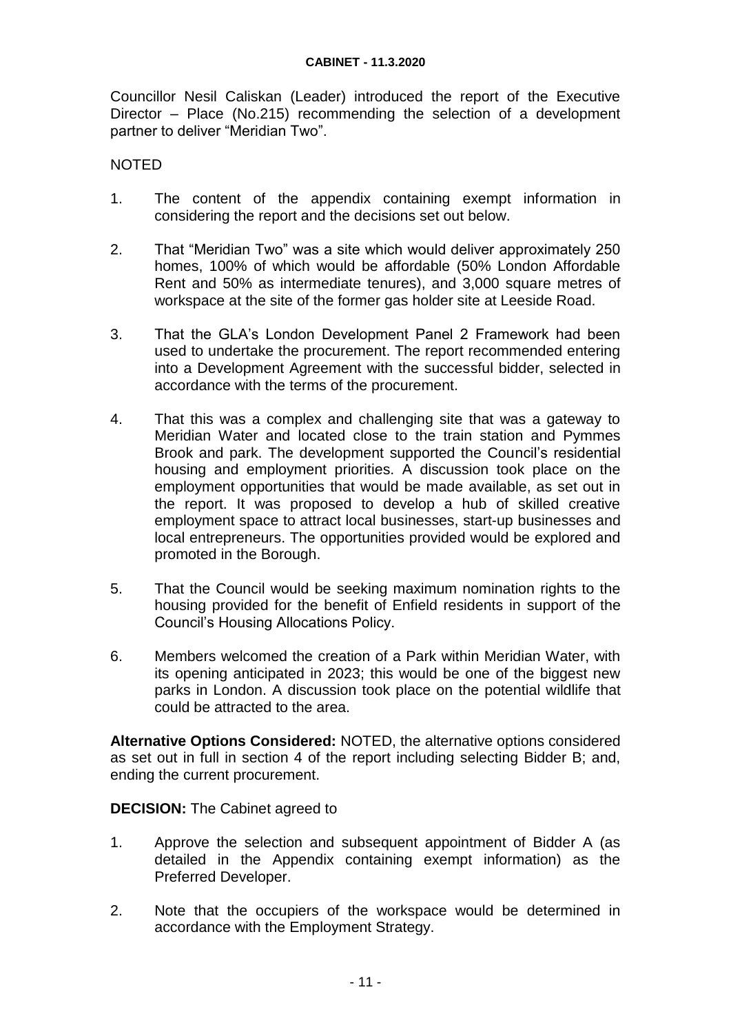Councillor Nesil Caliskan (Leader) introduced the report of the Executive Director – Place (No.215) recommending the selection of a development partner to deliver "Meridian Two".

NOTED

1. The content of the appendix containing exempt information in considering the report and the decisions set out below.

2. That "Meridian Two" was a site which would deliver approximately 250 homes, 100% of which would be affordable (50% London Affordable Rent and 50% as intermediate tenures), and 3,000 square metres of workspace at the site of the former gas holder site at Leeside Road.

3. That the GLA's London Development Panel 2 Framework had been used to undertake the procurement. The report recommended entering into a Development Agreement with the successful bidder, selected in accordance with the terms of the procurement.

4. That this was a complex and challenging site that was a gateway to Meridian Water and located close to the train station and Pymmes Brook and park. The development supported the Council's residential housing and employment priorities. A discussion took place on the employment opportunities that would be made available, as set out in the report. It was proposed to develop a hub of skilled creative employment space to attract local businesses, start-up businesses and local entrepreneurs. The opportunities provided would be explored and promoted in the Borough.

5. That the Council would be seeking maximum nomination rights to the housing provided for the benefit of Enfield residents in support of the Council's Housing Allocations Policy.

6. Members welcomed the creation of a Park within Meridian Water, with its opening anticipated in 2023; this would be one of the biggest new parks in London. A discussion took place on the potential wildlife that could be attracted to the area.

**Alternative Options Considered:** NOTED, the alternative options considered as set out in full in section 4 of the report including selecting Bidder B; and, ending the current procurement.

**DECISION:** The Cabinet agreed to

1. Approve the selection and subsequent appointment of Bidder A (as detailed in the Appendix containing exempt information) as the Preferred Developer.

2. Note that the occupiers of the workspace would be determined in accordance with the Employment Strategy.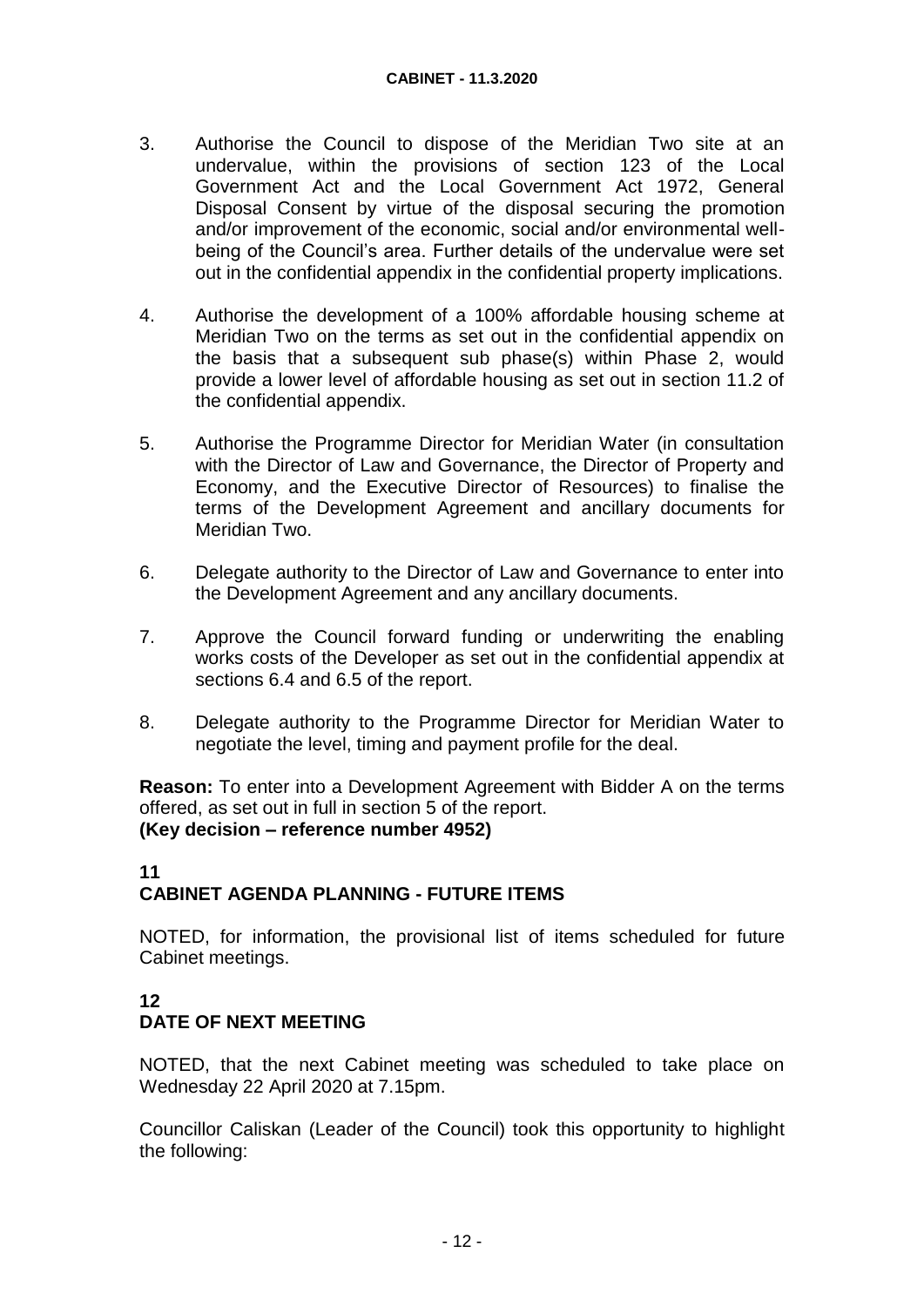3. Authorise the Council to dispose of the Meridian Two site at an undervalue, within the provisions of section 123 of the Local Government Act and the Local Government Act 1972, General Disposal Consent by virtue of the disposal securing the promotion and/or improvement of the economic, social and/or environmental well-being of the Council's area. Further details of the undervalue were set out in the confidential appendix in the confidential property implications.

4. Authorise the development of a 100% affordable housing scheme at Meridian Two on the terms as set out in the confidential appendix on the basis that a subsequent sub phase(s) within Phase 2, would provide a lower level of affordable housing as set out in section 11.2 of the confidential appendix.

5. Authorise the Programme Director for Meridian Water (in consultation with the Director of Law and Governance, the Director of Property and Economy, and the Executive Director of Resources) to finalise the terms of the Development Agreement and ancillary documents for Meridian Two.

6. Delegate authority to the Director of Law and Governance to enter into the Development Agreement and any ancillary documents.

7. Approve the Council forward funding or underwriting the enabling works costs of the Developer as set out in the confidential appendix at sections 6.4 and 6.5 of the report.

8. Delegate authority to the Programme Director for Meridian Water to negotiate the level, timing and payment profile for the deal.

**Reason:** To enter into a Development Agreement with Bidder A on the terms offered, as set out in full in section 5 of the report.
**(Key decision – reference number 4952)**

## 11
## CABINET AGENDA PLANNING - FUTURE ITEMS

NOTED, for information, the provisional list of items scheduled for future Cabinet meetings.

## 12
## DATE OF NEXT MEETING

NOTED, that the next Cabinet meeting was scheduled to take place on Wednesday 22 April 2020 at 7.15pm.

Councillor Caliskan (Leader of the Council) took this opportunity to highlight the following: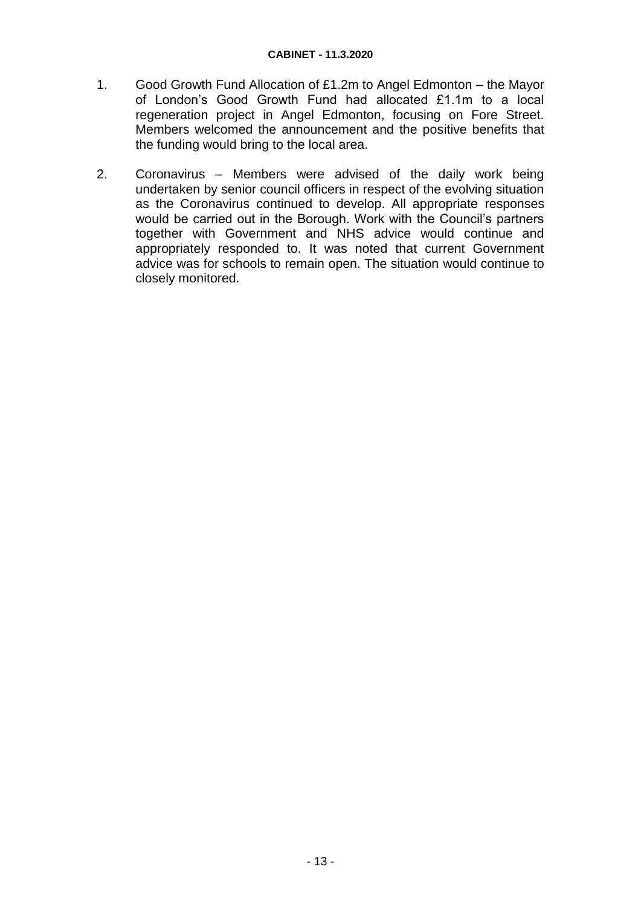1. Good Growth Fund Allocation of £1.2m to Angel Edmonton – the Mayor of London's Good Growth Fund had allocated £1.1m to a local regeneration project in Angel Edmonton, focusing on Fore Street. Members welcomed the announcement and the positive benefits that the funding would bring to the local area.

2. Coronavirus – Members were advised of the daily work being undertaken by senior council officers in respect of the evolving situation as the Coronavirus continued to develop. All appropriate responses would be carried out in the Borough. Work with the Council's partners together with Government and NHS advice would continue and appropriately responded to. It was noted that current Government advice was for schools to remain open. The situation would continue to closely monitored.